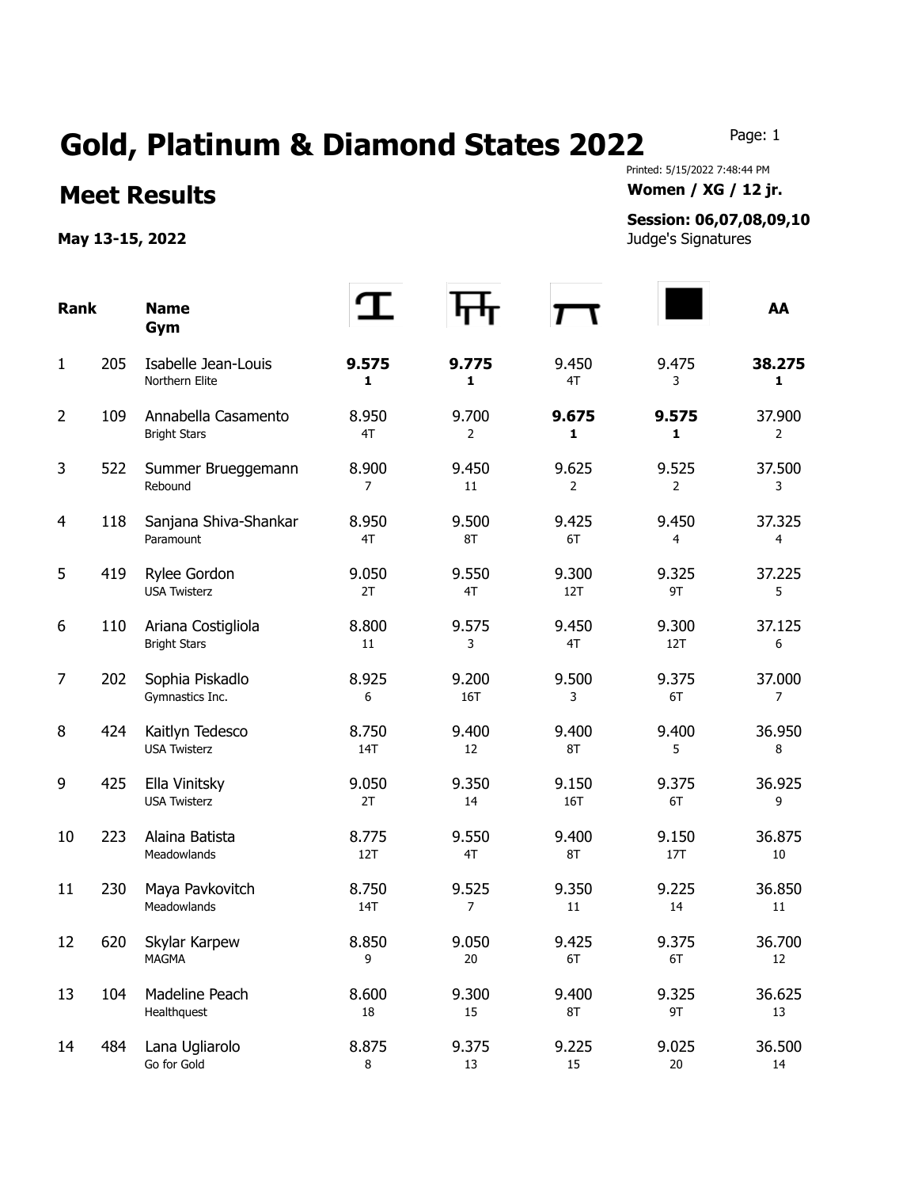# Gold, Platinum & Diamond States 2022

## Meet Results

**May 13-15, 2022**

Printed: 5/15/2022 7:48:44 PM

**Women / XG / 12 jr.**

**Session: 06,07,08,09,10**

Judge's Signatures

| Rank | | Name<br>Gym | Vault | Bars | Beam | Floor | AA |
|---|---|---|---|---|---|---|---|
| 1 | 205 | Isabelle Jean-Louis<br>Northern Elite | **9.575**<br>**1** | **9.775**<br>**1** | 9.450<br>4T | 9.475<br>3 | **38.275**<br>**1** |
| 2 | 109 | Annabella Casamento<br>Bright Stars | 8.950<br>4T | 9.700<br>2 | **9.675**<br>**1** | **9.575**<br>**1** | 37.900<br>2 |
| 3 | 522 | Summer Brueggemann<br>Rebound | 8.900<br>7 | 9.450<br>11 | 9.625<br>2 | 9.525<br>2 | 37.500<br>3 |
| 4 | 118 | Sanjana Shiva-Shankar<br>Paramount | 8.950<br>4T | 9.500<br>8T | 9.425<br>6T | 9.450<br>4 | 37.325<br>4 |
| 5 | 419 | Rylee Gordon<br>USA Twisterz | 9.050<br>2T | 9.550<br>4T | 9.300<br>12T | 9.325<br>9T | 37.225<br>5 |
| 6 | 110 | Ariana Costigliola<br>Bright Stars | 8.800<br>11 | 9.575<br>3 | 9.450<br>4T | 9.300<br>12T | 37.125<br>6 |
| 7 | 202 | Sophia Piskadlo<br>Gymnastics Inc. | 8.925<br>6 | 9.200<br>16T | 9.500<br>3 | 9.375<br>6T | 37.000<br>7 |
| 8 | 424 | Kaitlyn Tedesco<br>USA Twisterz | 8.750<br>14T | 9.400<br>12 | 9.400<br>8T | 9.400<br>5 | 36.950<br>8 |
| 9 | 425 | Ella Vinitsky<br>USA Twisterz | 9.050<br>2T | 9.350<br>14 | 9.150<br>16T | 9.375<br>6T | 36.925<br>9 |
| 10 | 223 | Alaina Batista<br>Meadowlands | 8.775<br>12T | 9.550<br>4T | 9.400<br>8T | 9.150<br>17T | 36.875<br>10 |
| 11 | 230 | Maya Pavkovitch<br>Meadowlands | 8.750<br>14T | 9.525<br>7 | 9.350<br>11 | 9.225<br>14 | 36.850<br>11 |
| 12 | 620 | Skylar Karpew<br>MAGMA | 8.850<br>9 | 9.050<br>20 | 9.425<br>6T | 9.375<br>6T | 36.700<br>12 |
| 13 | 104 | Madeline Peach<br>Healthquest | 8.600<br>18 | 9.300<br>15 | 9.400<br>8T | 9.325<br>9T | 36.625<br>13 |
| 14 | 484 | Lana Ugliarolo<br>Go for Gold | 8.875<br>8 | 9.375<br>13 | 9.225<br>15 | 9.025<br>20 | 36.500<br>14 |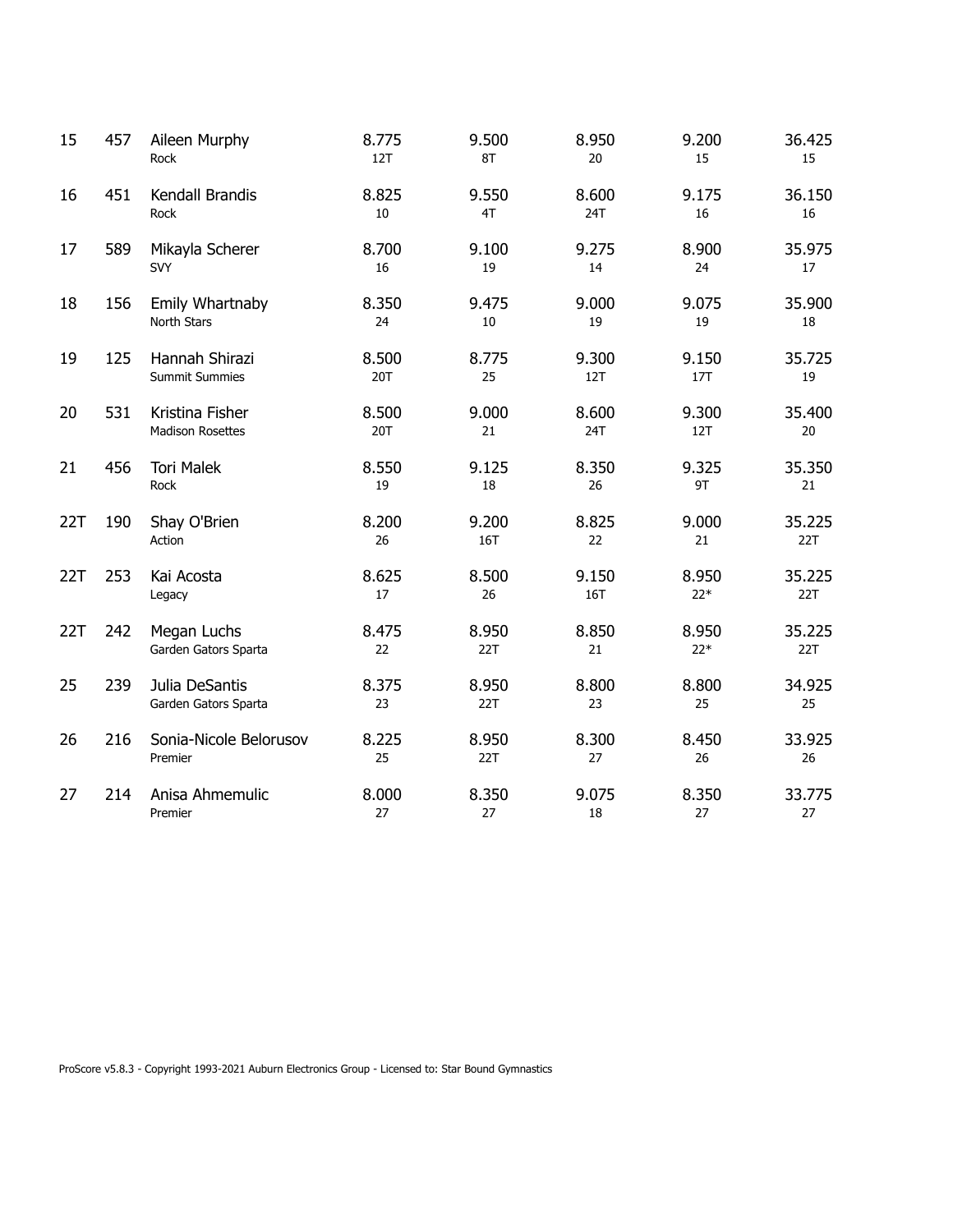| | | | | | | | |
|---|---|---|---|---|---|---|---|
| 15 | 457 | Aileen Murphy<br>Rock | 8.775<br>12T | 9.500<br>8T | 8.950<br>20 | 9.200<br>15 | 36.425<br>15 |
| 16 | 451 | Kendall Brandis<br>Rock | 8.825<br>10 | 9.550<br>4T | 8.600<br>24T | 9.175<br>16 | 36.150<br>16 |
| 17 | 589 | Mikayla Scherer<br>SVY | 8.700<br>16 | 9.100<br>19 | 9.275<br>14 | 8.900<br>24 | 35.975<br>17 |
| 18 | 156 | Emily Whartnaby<br>North Stars | 8.350<br>24 | 9.475<br>10 | 9.000<br>19 | 9.075<br>19 | 35.900<br>18 |
| 19 | 125 | Hannah Shirazi<br>Summit Summies | 8.500<br>20T | 8.775<br>25 | 9.300<br>12T | 9.150<br>17T | 35.725<br>19 |
| 20 | 531 | Kristina Fisher<br>Madison Rosettes | 8.500<br>20T | 9.000<br>21 | 8.600<br>24T | 9.300<br>12T | 35.400<br>20 |
| 21 | 456 | Tori Malek<br>Rock | 8.550<br>19 | 9.125<br>18 | 8.350<br>26 | 9.325<br>9T | 35.350<br>21 |
| 22T | 190 | Shay O'Brien<br>Action | 8.200<br>26 | 9.200<br>16T | 8.825<br>22 | 9.000<br>21 | 35.225<br>22T |
| 22T | 253 | Kai Acosta<br>Legacy | 8.625<br>17 | 8.500<br>26 | 9.150<br>16T | 8.950<br>22* | 35.225<br>22T |
| 22T | 242 | Megan Luchs<br>Garden Gators Sparta | 8.475<br>22 | 8.950<br>22T | 8.850<br>21 | 8.950<br>22* | 35.225<br>22T |
| 25 | 239 | Julia DeSantis<br>Garden Gators Sparta | 8.375<br>23 | 8.950<br>22T | 8.800<br>23 | 8.800<br>25 | 34.925<br>25 |
| 26 | 216 | Sonia-Nicole Belorusov<br>Premier | 8.225<br>25 | 8.950<br>22T | 8.300<br>27 | 8.450<br>26 | 33.925<br>26 |
| 27 | 214 | Anisa Ahmemulic<br>Premier | 8.000<br>27 | 8.350<br>27 | 9.075<br>18 | 8.350<br>27 | 33.775<br>27 |

ProScore v5.8.3 - Copyright 1993-2021 Auburn Electronics Group - Licensed to: Star Bound Gymnastics